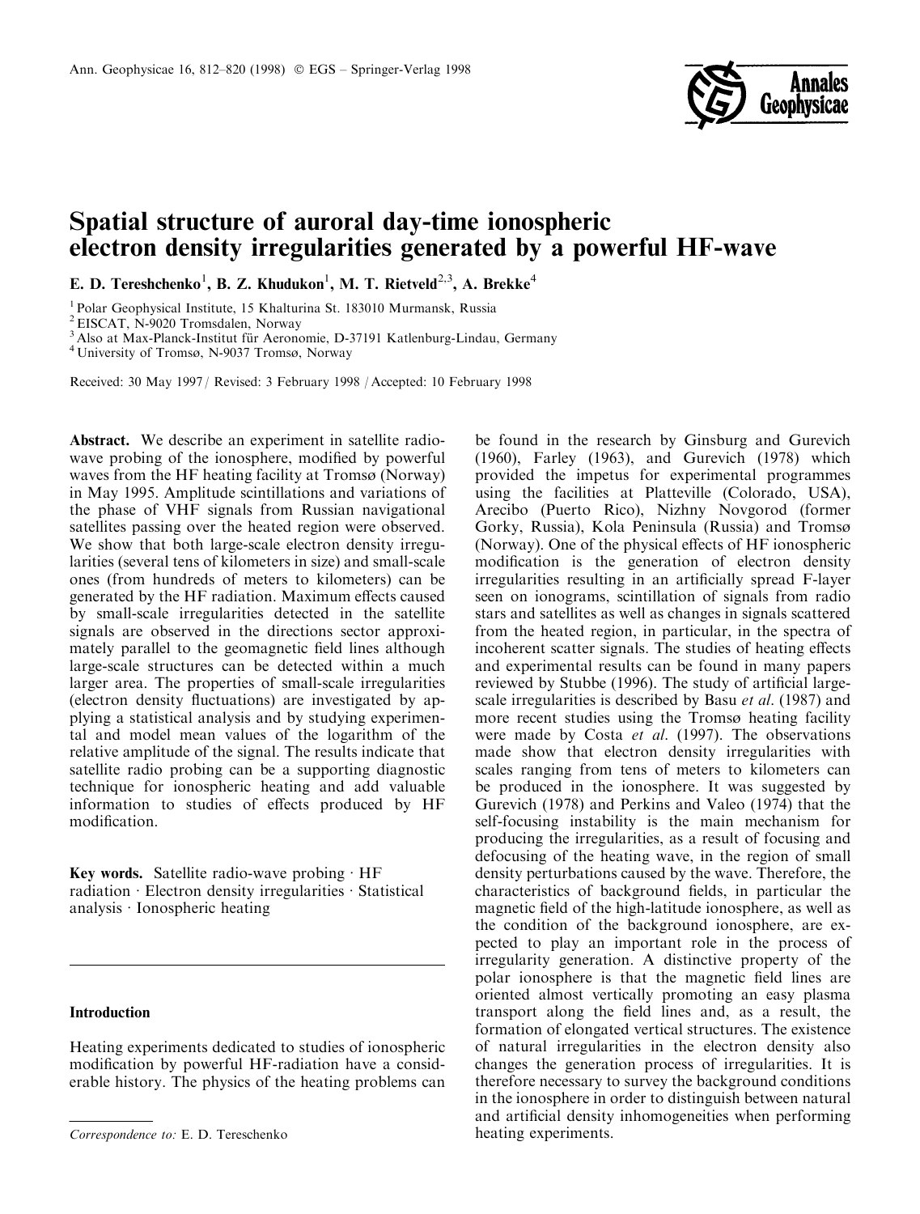# Spatial structure of auroral day-time ionospheric electron density irregularities generated by a powerful HF-wave

E. D. Tereshchenko[1], B. Z. Khudukon[1], M. T. Rietveld[2,3], A. Brekke[4]

[1] Polar Geophysical Institute, 15 Khalturina St. 183010 Murmansk, Russia
[2] EISCAT, N-9020 Tromsdalen, Norway
[3] Also at Max-Planck-Institut für Aeronomie, D-37191 Katlenburg-Lindau, Germany
[4] University of Tromsø, N-9037 Tromsø, Norway

Received: 30 May 1997 / Revised: 3 February 1998 / Accepted: 10 February 1998

**Abstract.** We describe an experiment in satellite radio-wave probing of the ionosphere, modified by powerful waves from the HF heating facility at Tromsø (Norway) in May 1995. Amplitude scintillations and variations of the phase of VHF signals from Russian navigational satellites passing over the heated region were observed. We show that both large-scale electron density irregularities (several tens of kilometers in size) and small-scale ones (from hundreds of meters to kilometers) can be generated by the HF radiation. Maximum effects caused by small-scale irregularities detected in the satellite signals are observed in the directions sector approximately parallel to the geomagnetic field lines although large-scale structures can be detected within a much larger area. The properties of small-scale irregularities (electron density fluctuations) are investigated by applying a statistical analysis and by studying experimental and model mean values of the logarithm of the relative amplitude of the signal. The results indicate that satellite radio probing can be a supporting diagnostic technique for ionospheric heating and add valuable information to studies of effects produced by HF modification.

**Key words.** Satellite radio-wave probing · HF radiation · Electron density irregularities · Statistical analysis · Ionospheric heating

## Introduction

Heating experiments dedicated to studies of ionospheric modification by powerful HF-radiation have a considerable history. The physics of the heating problems can be found in the research by Ginsburg and Gurevich (1960), Farley (1963), and Gurevich (1978) which provided the impetus for experimental programmes using the facilities at Platteville (Colorado, USA), Arecibo (Puerto Rico), Nizhny Novgorod (former Gorky, Russia), Kola Peninsula (Russia) and Tromsø (Norway). One of the physical effects of HF ionospheric modification is the generation of electron density irregularities resulting in an artificially spread F-layer seen on ionograms, scintillation of signals from radio stars and satellites as well as changes in signals scattered from the heated region, in particular, in the spectra of incoherent scatter signals. The studies of heating effects and experimental results can be found in many papers reviewed by Stubbe (1996). The study of artificial large-scale irregularities is described by Basu *et al*. (1987) and more recent studies using the Tromsø heating facility were made by Costa *et al*. (1997). The observations made show that electron density irregularities with scales ranging from tens of meters to kilometers can be produced in the ionosphere. It was suggested by Gurevich (1978) and Perkins and Valeo (1974) that the self-focusing instability is the main mechanism for producing the irregularities, as a result of focusing and defocusing of the heating wave, in the region of small density perturbations caused by the wave. Therefore, the characteristics of background fields, in particular the magnetic field of the high-latitude ionosphere, as well as the condition of the background ionosphere, are expected to play an important role in the process of irregularity generation. A distinctive property of the polar ionosphere is that the magnetic field lines are oriented almost vertically promoting an easy plasma transport along the field lines and, as a result, the formation of elongated vertical structures. The existence of natural irregularities in the electron density also changes the generation process of irregularities. It is therefore necessary to survey the background conditions in the ionosphere in order to distinguish between natural and artificial density inhomogeneities when performing heating experiments.

*Correspondence to:* E. D. Tereschenko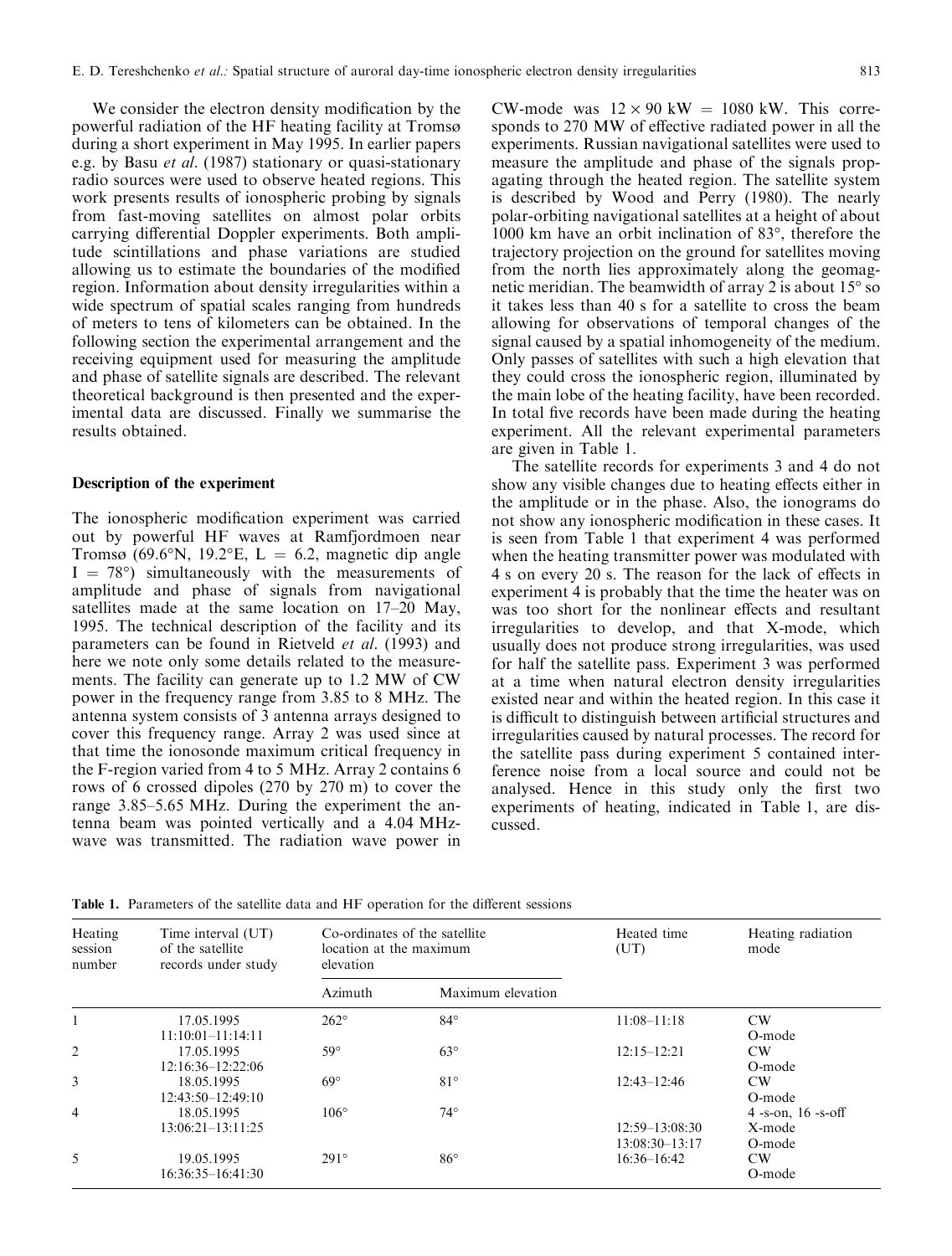We consider the electron density modification by the powerful radiation of the HF heating facility at Tromsø during a short experiment in May 1995. In earlier papers e.g. by Basu *et al*. (1987) stationary or quasi-stationary radio sources were used to observe heated regions. This work presents results of ionospheric probing by signals from fast-moving satellites on almost polar orbits carrying differential Doppler experiments. Both amplitude scintillations and phase variations are studied allowing us to estimate the boundaries of the modified region. Information about density irregularities within a wide spectrum of spatial scales ranging from hundreds of meters to tens of kilometers can be obtained. In the following section the experimental arrangement and the receiving equipment used for measuring the amplitude and phase of satellite signals are described. The relevant theoretical background is then presented and the experimental data are discussed. Finally we summarise the results obtained.

## Description of the experiment

The ionospheric modification experiment was carried out by powerful HF waves at Ramfjordmoen near Tromsø (69.6°N, 19.2°E, L = 6.2, magnetic dip angle I = 78°) simultaneously with the measurements of amplitude and phase of signals from navigational satellites made at the same location on 17–20 May, 1995. The technical description of the facility and its parameters can be found in Rietveld *et al*. (1993) and here we note only some details related to the measurements. The facility can generate up to 1.2 MW of CW power in the frequency range from 3.85 to 8 MHz. The antenna system consists of 3 antenna arrays designed to cover this frequency range. Array 2 was used since at that time the ionosonde maximum critical frequency in the F-region varied from 4 to 5 MHz. Array 2 contains 6 rows of 6 crossed dipoles (270 by 270 m) to cover the range 3.85–5.65 MHz. During the experiment the antenna beam was pointed vertically and a 4.04 MHz-wave was transmitted. The radiation wave power in CW-mode was $12 \times 90$ kW = 1080 kW. This corresponds to 270 MW of effective radiated power in all the experiments. Russian navigational satellites were used to measure the amplitude and phase of the signals propagating through the heated region. The satellite system is described by Wood and Perry (1980). The nearly polar-orbiting navigational satellites at a height of about 1000 km have an orbit inclination of 83°, therefore the trajectory projection on the ground for satellites moving from the north lies approximately along the geomagnetic meridian. The beamwidth of array 2 is about 15° so it takes less than 40 s for a satellite to cross the beam allowing for observations of temporal changes of the signal caused by a spatial inhomogeneity of the medium. Only passes of satellites with such a high elevation that they could cross the ionospheric region, illuminated by the main lobe of the heating facility, have been recorded. In total five records have been made during the heating experiment. All the relevant experimental parameters are given in Table 1.

The satellite records for experiments 3 and 4 do not show any visible changes due to heating effects either in the amplitude or in the phase. Also, the ionograms do not show any ionospheric modification in these cases. It is seen from Table 1 that experiment 4 was performed when the heating transmitter power was modulated with 4 s on every 20 s. The reason for the lack of effects in experiment 4 is probably that the time the heater was on was too short for the nonlinear effects and resultant irregularities to develop, and that X-mode, which usually does not produce strong irregularities, was used for half the satellite pass. Experiment 3 was performed at a time when natural electron density irregularities existed near and within the heated region. In this case it is difficult to distinguish between artificial structures and irregularities caused by natural processes. The record for the satellite pass during experiment 5 contained interference noise from a local source and could not be analysed. Hence in this study only the first two experiments of heating, indicated in Table 1, are discussed.

**Table 1.** Parameters of the satellite data and HF operation for the different sessions

| Heating session number | Time interval (UT) of the satellite records under study | Co-ordinates of the satellite location at the maximum elevation | | Heated time (UT) | Heating radiation mode |
|---|---|---|---|---|---|
| | | Azimuth | Maximum elevation | | |
| 1 | 17.05.1995 11:10:01–11:14:11 | 262° | 84° | 11:08–11:18 | CW O-mode |
| 2 | 17.05.1995 12:16:36–12:22:06 | 59° | 63° | 12:15–12:21 | CW O-mode |
| 3 | 18.05.1995 12:43:50–12:49:10 | 69° | 81° | 12:43–12:46 | CW O-mode |
| 4 | 18.05.1995 13:06:21–13:11:25 | 106° | 74° | 12:59–13:08:30 13:08:30–13:17 | 4 -s-on, 16 -s-off X-mode O-mode |
| 5 | 19.05.1995 16:36:35–16:41:30 | 291° | 86° | 16:36–16:42 | CW O-mode |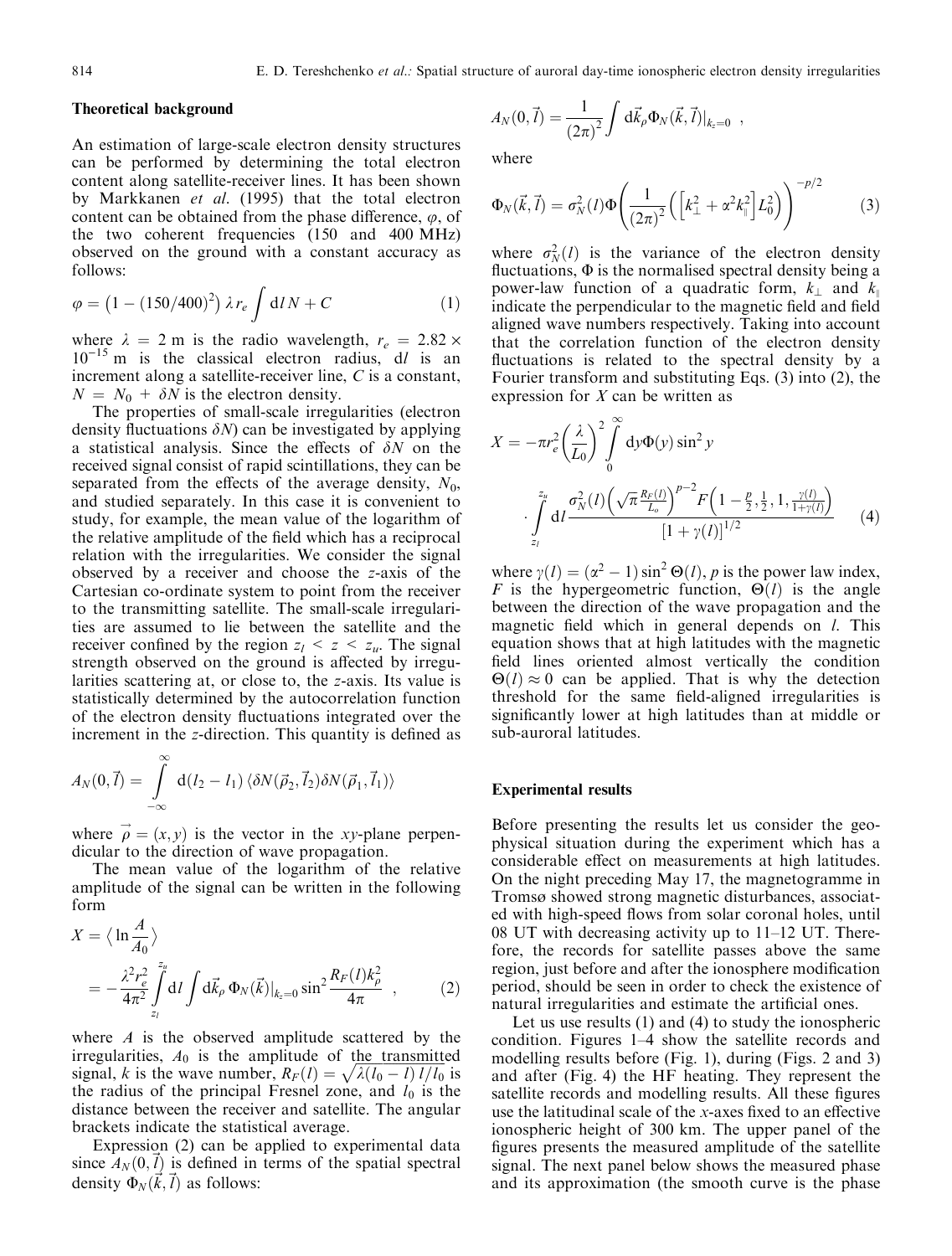## Theoretical background

An estimation of large-scale electron density structures can be performed by determining the total electron content along satellite-receiver lines. It has been shown by Markkanen *et al.* (1995) that the total electron content can be obtained from the phase difference, $\varphi$, of the two coherent frequencies (150 and 400 MHz) observed on the ground with a constant accuracy as follows:

$$\varphi = \left(1 - (150/400)^2\right) \lambda r_e \int \mathrm{d}l\, N + C \tag{1}$$

where $\lambda = 2$ m is the radio wavelength, $r_e = 2.82 \times 10^{-15}$ m is the classical electron radius, $\mathrm{d}l$ is an increment along a satellite-receiver line, $C$ is a constant, $N = N_0 + \delta N$ is the electron density.

The properties of small-scale irregularities (electron density fluctuations $\delta N$) can be investigated by applying a statistical analysis. Since the effects of $\delta N$ on the received signal consist of rapid scintillations, they can be separated from the effects of the average density, $N_0$, and studied separately. In this case it is convenient to study, for example, the mean value of the logarithm of the relative amplitude of the field which has a reciprocal relation with the irregularities. We consider the signal observed by a receiver and choose the $z$-axis of the Cartesian co-ordinate system to point from the receiver to the transmitting satellite. The small-scale irregularities are assumed to lie between the satellite and the receiver confined by the region $z_l < z < z_u$. The signal strength observed on the ground is affected by irregularities scattering at, or close to, the $z$-axis. Its value is statistically determined by the autocorrelation function of the electron density fluctuations integrated over the increment in the $z$-direction. This quantity is defined as

$$A_N(0, \vec{l}) = \int_{-\infty}^{\infty} \mathrm{d}(l_2 - l_1) \left\langle \delta N(\vec{\rho}_2, \vec{l}_2) \delta N(\vec{\rho}_1, \vec{l}_1) \right\rangle$$

where $\vec{\rho} = (x, y)$ is the vector in the $xy$-plane perpendicular to the direction of wave propagation.

The mean value of the logarithm of the relative amplitude of the signal can be written in the following form

$$X = \left\langle \ln \frac{A}{A_0} \right\rangle = -\frac{\lambda^2 r_e^2}{4\pi^2} \int_{z_l}^{z_u} \mathrm{d}l \int \mathrm{d}\vec{k}_\rho\, \Phi_N(\vec{k})|_{k_z=0} \sin^2 \frac{R_F(l) k_\rho^2}{4\pi} \ , \tag{2}$$

where $A$ is the observed amplitude scattered by the irregularities, $A_0$ is the amplitude of the transmitted signal, $k$ is the wave number, $R_F(l) = \sqrt{\lambda (l_0 - l)\, l / l_0}$ is the radius of the principal Fresnel zone, and $l_0$ is the distance between the receiver and satellite. The angular brackets indicate the statistical average.

Expression (2) can be applied to experimental data since $A_N(0, \vec{l})$ is defined in terms of the spatial spectral density $\Phi_N(\vec{k}, \vec{l})$ as follows:

$$A_N(0, \vec{l}) = \frac{1}{(2\pi)^2} \int \mathrm{d}\vec{k}_\rho \Phi_N(\vec{k}, \vec{l})|_{k_z=0} \ ,$$

where

$$\Phi_N(\vec{k}, \vec{l}) = \sigma_N^2(l) \Phi\left( \frac{1}{(2\pi)^2} \left( \left[ k_\perp^2 + \alpha^2 k_\parallel^2 \right] L_0^2 \right) \right)^{-p/2} \tag{3}$$

where $\sigma_N^2(l)$ is the variance of the electron density fluctuations, $\Phi$ is the normalised spectral density being a power-law function of a quadratic form, $k_\perp$ and $k_\parallel$ indicate the perpendicular to the magnetic field and field aligned wave numbers respectively. Taking into account that the correlation function of the electron density fluctuations is related to the spectral density by a Fourier transform and substituting Eqs. (3) into (2), the expression for $X$ can be written as

$$X = -\pi r_e^2 \left( \frac{\lambda}{L_0} \right)^2 \int_0^\infty \mathrm{d}y \Phi(y) \sin^2 y \cdot \int_{z_l}^{z_u} \mathrm{d}l \frac{\sigma_N^2(l) \left( \sqrt{\pi} \frac{R_F(l)}{L_o} \right)^{p-2} F\left( 1 - \frac{p}{2}, \frac{1}{2}, 1, \frac{\gamma(l)}{1+\gamma(l)} \right)}{\left[ 1 + \gamma(l) \right]^{1/2}} \tag{4}$$

where $\gamma(l) = (\alpha^2 - 1) \sin^2 \Theta(l)$, $p$ is the power law index, $F$ is the hypergeometric function, $\Theta(l)$ is the angle between the direction of the wave propagation and the magnetic field which in general depends on $l$. This equation shows that at high latitudes with the magnetic field lines oriented almost vertically the condition $\Theta(l) \approx 0$ can be applied. That is why the detection threshold for the same field-aligned irregularities is significantly lower at high latitudes than at middle or sub-auroral latitudes.

## Experimental results

Before presenting the results let us consider the geophysical situation during the experiment which has a considerable effect on measurements at high latitudes. On the night preceding May 17, the magnetogramme in Tromsø showed strong magnetic disturbances, associated with high-speed flows from solar coronal holes, until 08 UT with decreasing activity up to 11–12 UT. Therefore, the records for satellite passes above the same region, just before and after the ionosphere modification period, should be seen in order to check the existence of natural irregularities and estimate the artificial ones.

Let us use results (1) and (4) to study the ionospheric condition. Figures 1–4 show the satellite records and modelling results before (Fig. 1), during (Figs. 2 and 3) and after (Fig. 4) the HF heating. They represent the satellite records and modelling results. All these figures use the latitudinal scale of the $x$-axes fixed to an effective ionospheric height of 300 km. The upper panel of the figures presents the measured amplitude of the satellite signal. The next panel below shows the measured phase and its approximation (the smooth curve is the phase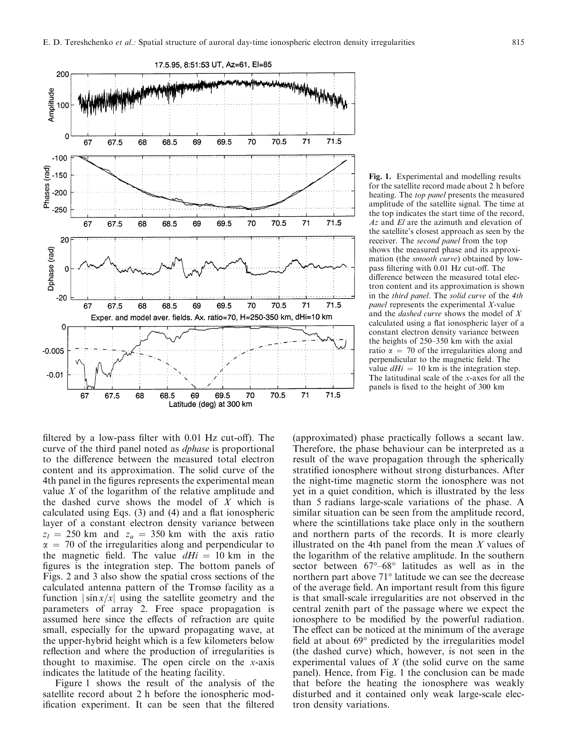17.5.95, 8:51:53 UT, Az=61, El=85

Amplitude

200
100
0

67 67.5 68 68.5 69 69.5 70 70.5 71 71.5

Phases (rad)

-100
-150
-200
-250

67 67.5 68 68.5 69 69.5 70 70.5 71 71.5

Dphase (rad)

20
0
-20

67 67.5 68 68.5 69 69.5 70 70.5 71 71.5

Exper. and model aver. fields. Ax. ratio=70, H=250-350 km, dHi=10 km

0
-0.005
-0.01

67 67.5 68 68.5 69 69.5 70 70.5 71 71.5

Latitude (deg) at 300 km

**Fig. 1.** Experimental and modelling results for the satellite record made about 2 h before heating. The *top panel* presents the measured amplitude of the satellite signal. The time at the top indicates the start time of the record, *Az* and *El* are the azimuth and elevation of the satellite's closest approach as seen by the receiver. The *second panel* from the top shows the measured phase and its approximation (the *smooth curve*) obtained by low-pass filtering with 0.01 Hz cut-off. The difference between the measured total electron content and its approximation is shown in the *third panel*. The *solid curve* of the *4th panel* represents the experimental *X*-value and the *dashed curve* shows the model of *X* calculated using a flat ionospheric layer of a constant electron density variance between the heights of 250–350 km with the axial ratio $\alpha = 70$ of the irregularities along and perpendicular to the magnetic field. The value $dHi = 10$ km is the integration step. The latitudinal scale of the *x*-axes for all the panels is fixed to the height of 300 km

filtered by a low-pass filter with 0.01 Hz cut-off). The curve of the third panel noted as *dphase* is proportional to the difference between the measured total electron content and its approximation. The solid curve of the 4th panel in the figures represents the experimental mean value $X$ of the logarithm of the relative amplitude and the dashed curve shows the model of $X$ which is calculated using Eqs. (3) and (4) and a flat ionospheric layer of a constant electron density variance between $z_l = 250$ km and $z_u = 350$ km with the axis ratio $\alpha = 70$ of the irregularities along and perpendicular to the magnetic field. The value $dHi = 10$ km in the figures is the integration step. The bottom panels of Figs. 2 and 3 also show the spatial cross sections of the calculated antenna pattern of the Tromsø facility as a function $|\sin x/x|$ using the satellite geometry and the parameters of array 2. Free space propagation is assumed here since the effects of refraction are quite small, especially for the upward propagating wave, at the upper-hybrid height which is a few kilometers below reflection and where the production of irregularities is thought to maximise. The open circle on the $x$-axis indicates the latitude of the heating facility.

Figure 1 shows the result of the analysis of the satellite record about 2 h before the ionospheric modification experiment. It can be seen that the filtered (approximated) phase practically follows a secant law. Therefore, the phase behaviour can be interpreted as a result of the wave propagation through the spherically stratified ionosphere without strong disturbances. After the night-time magnetic storm the ionosphere was not yet in a quiet condition, which is illustrated by the less than 5 radians large-scale variations of the phase. A similar situation can be seen from the amplitude record, where the scintillations take place only in the southern and northern parts of the records. It is more clearly illustrated on the 4th panel from the mean $X$ values of the logarithm of the relative amplitude. In the southern sector between 67°–68° latitudes as well as in the northern part above 71° latitude we can see the decrease of the average field. An important result from this figure is that small-scale irregularities are not observed in the central zenith part of the passage where we expect the ionosphere to be modified by the powerful radiation. The effect can be noticed at the minimum of the average field at about 69° predicted by the irregularities model (the dashed curve) which, however, is not seen in the experimental values of $X$ (the solid curve on the same panel). Hence, from Fig. 1 the conclusion can be made that before the heating the ionosphere was weakly disturbed and it contained only weak large-scale electron density variations.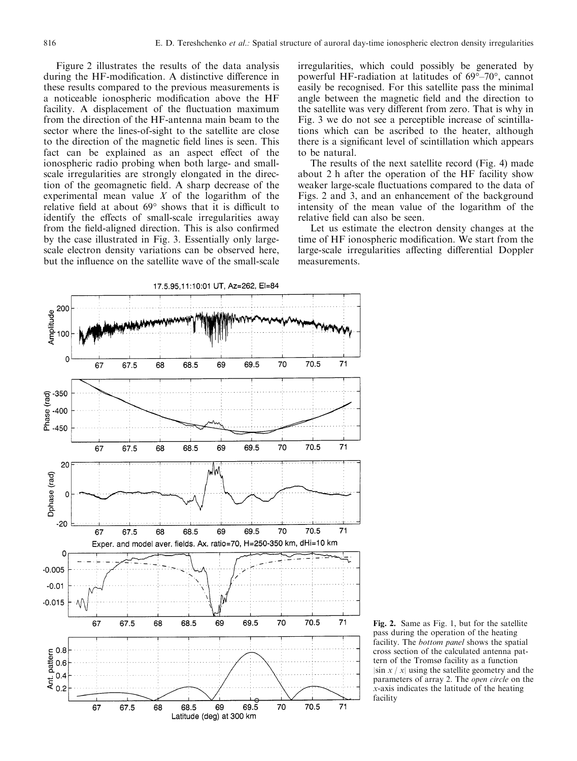Figure 2 illustrates the results of the data analysis during the HF-modification. A distinctive difference in these results compared to the previous measurements is a noticeable ionospheric modification above the HF facility. A displacement of the fluctuation maximum from the direction of the HF-antenna main beam to the sector where the lines-of-sight to the satellite are close to the direction of the magnetic field lines is seen. This fact can be explained as an aspect effect of the ionospheric radio probing when both large- and small-scale irregularities are strongly elongated in the direction of the geomagnetic field. A sharp decrease of the experimental mean value $X$ of the logarithm of the relative field at about 69° shows that it is difficult to identify the effects of small-scale irregularities away from the field-aligned direction. This is also confirmed by the case illustrated in Fig. 3. Essentially only large-scale electron density variations can be observed here, but the influence on the satellite wave of the small-scale irregularities, which could possibly be generated by powerful HF-radiation at latitudes of 69°–70°, cannot easily be recognised. For this satellite pass the minimal angle between the magnetic field and the direction to the satellite was very different from zero. That is why in Fig. 3 we do not see a perceptible increase of scintillations which can be ascribed to the heater, although there is a significant level of scintillation which appears to be natural.

The results of the next satellite record (Fig. 4) made about 2 h after the operation of the HF facility show weaker large-scale fluctuations compared to the data of Figs. 2 and 3, and an enhancement of the background intensity of the mean value of the logarithm of the relative field can also be seen.

Let us estimate the electron density changes at the time of HF ionospheric modification. We start from the large-scale irregularities affecting differential Doppler measurements.

17.5.95,11:10:01 UT, Az=262, El=84

Amplitude
200
100
0
67 67.5 68 68.5 69 69.5 70 70.5 71

Phase (rad)
-350
-400
-450
67 67.5 68 68.5 69 69.5 70 70.5 71

Dphase (rad)
20
0
-20
67 67.5 68 68.5 69 69.5 70 70.5 71

Exper. and model aver. fields. Ax. ratio=70, H=250-350 km, dHi=10 km
0
-0.005
-0.01
-0.015
67 67.5 68 68.5 69 69.5 70 70.5 71

Ant. pattern
0.8
0.6
0.4
0.2
67 67.5 68 68.5 69 69.5 70 70.5 71
Latitude (deg) at 300 km

**Fig. 2.** Same as Fig. 1, but for the satellite pass during the operation of the heating facility. The *bottom panel* shows the spatial cross section of the calculated antenna pattern of the Tromsø facility as a function $|\sin x / x|$ using the satellite geometry and the parameters of array 2. The *open circle* on the $x$-axis indicates the latitude of the heating facility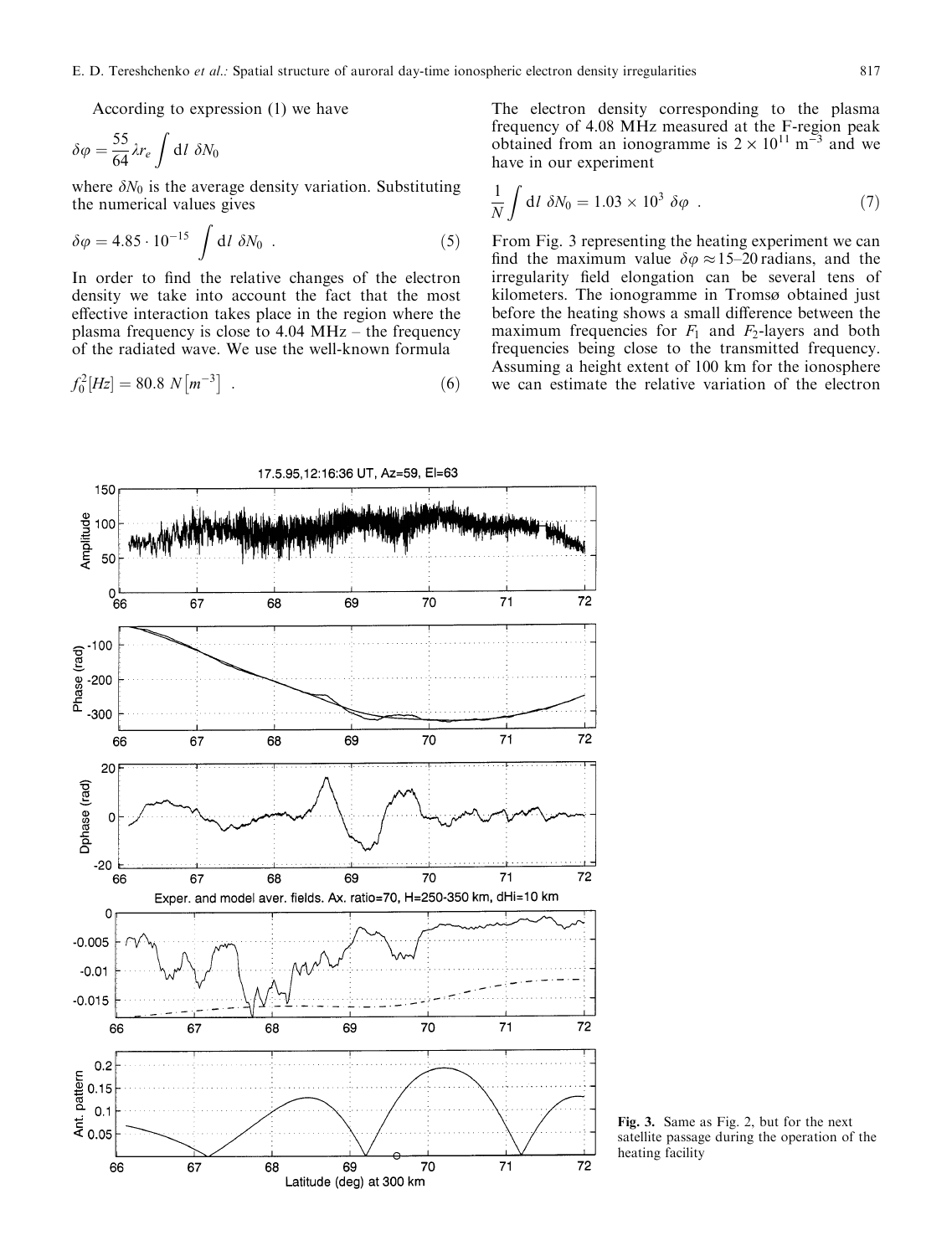According to expression (1) we have

$$\delta\varphi = \frac{55}{64}\lambda r_e \int \mathrm{d}l\ \delta N_0$$

where $\delta N_0$ is the average density variation. Substituting the numerical values gives

$$\delta\varphi = 4.85 \cdot 10^{-15} \int \mathrm{d}l\ \delta N_0 \ . \tag{5}$$

In order to find the relative changes of the electron density we take into account the fact that the most effective interaction takes place in the region where the plasma frequency is close to 4.04 MHz – the frequency of the radiated wave. We use the well-known formula

$$f_0^2[Hz] = 80.8\ N\left[m^{-3}\right] \ . \tag{6}$$

The electron density corresponding to the plasma frequency of 4.08 MHz measured at the F-region peak obtained from an ionogramme is $2 \times 10^{11}$ m$^{-3}$ and we have in our experiment

$$\frac{1}{N}\int \mathrm{d}l\ \delta N_0 = 1.03 \times 10^3\ \delta\varphi \ . \tag{7}$$

From Fig. 3 representing the heating experiment we can find the maximum value $\delta\varphi \approx 15$–$20$ radians, and the irregularity field elongation can be several tens of kilometers. The ionogramme in Tromsø obtained just before the heating shows a small difference between the maximum frequencies for $F_1$ and $F_2$-layers and both frequencies being close to the transmitted frequency. Assuming a height extent of 100 km for the ionosphere we can estimate the relative variation of the electron

17.5.95,12:16:36 UT, Az=59, El=63

Amplitude
150
100
50
0
66 67 68 69 70 71 72

Phase (rad)
-100
-200
-300
66 67 68 69 70 71 72

Dphase (rad)
20
0
-20
66 67 68 69 70 71 72

Exper. and model aver. fields. Ax. ratio=70, H=250-350 km, dHi=10 km
0
-0.005
-0.01
-0.015
66 67 68 69 70 71 72

Ant. pattern
0.2
0.15
0.1
0.05
66 67 68 69 70 71 72
Latitude (deg) at 300 km

**Fig. 3.** Same as Fig. 2, but for the next satellite passage during the operation of the heating facility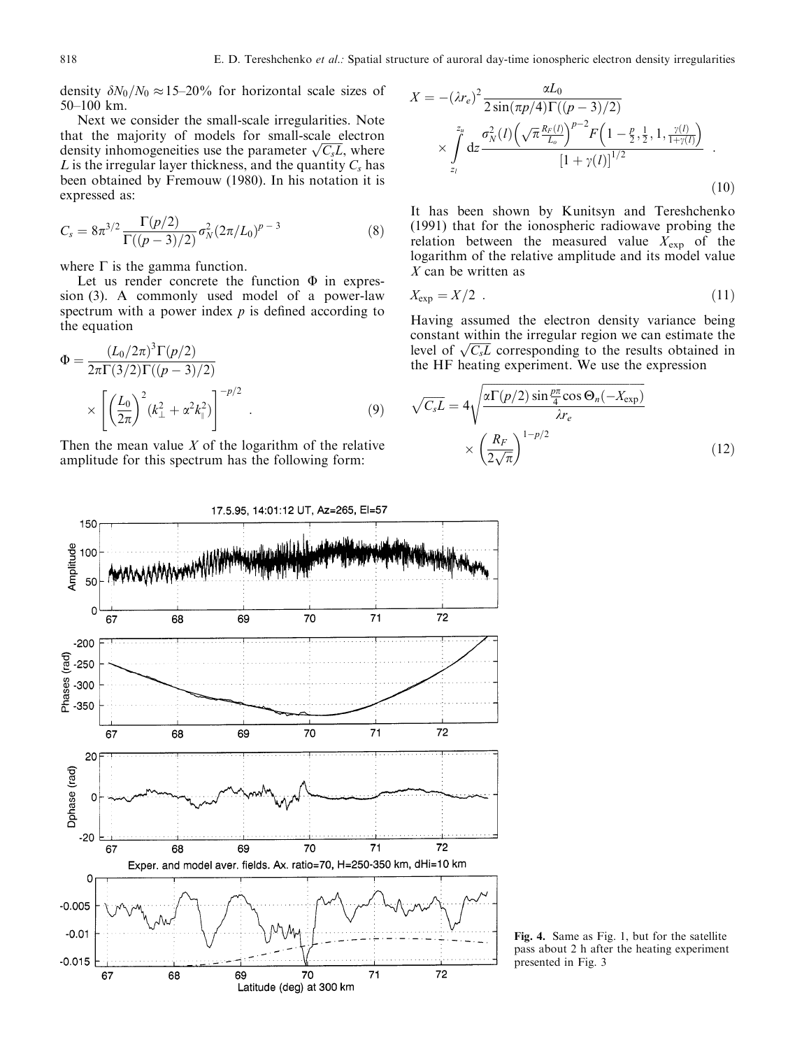density $\delta N_0/N_0 \approx 15$–20% for horizontal scale sizes of 50–100 km.

Next we consider the small-scale irregularities. Note that the majority of models for small-scale electron density inhomogeneities use the parameter $\sqrt{C_s L}$, where $L$ is the irregular layer thickness, and the quantity $C_s$ has been obtained by Fremouw (1980). In his notation it is expressed as:

$$C_s = 8\pi^{3/2} \frac{\Gamma(p/2)}{\Gamma((p-3)/2)} \sigma_N^2 (2\pi/L_0)^{p-3} \tag{8}$$

where $\Gamma$ is the gamma function.

Let us render concrete the function $\Phi$ in expression (3). A commonly used model of a power-law spectrum with a power index $p$ is defined according to the equation

$$\Phi = \frac{(L_0/2\pi)^3 \Gamma(p/2)}{2\pi\Gamma(3/2)\Gamma((p-3)/2)} \times \left[\left(\frac{L_0}{2\pi}\right)^2 (k_\perp^2 + \alpha^2 k_\parallel^2)\right]^{-p/2} . \tag{9}$$

Then the mean value $X$ of the logarithm of the relative amplitude for this spectrum has the following form:

$$X = -(\lambda r_e)^2 \frac{\alpha L_0}{2\sin(\pi p/4)\Gamma((p-3)/2)} \times \int_{z_l}^{z_u} \mathrm{d}z \frac{\sigma_N^2(l)\left(\sqrt{\pi}\frac{R_F(l)}{L_o}\right)^{p-2} F\left(1-\frac{p}{2}, \frac{1}{2}, 1, \frac{\gamma(l)}{1+\gamma(l)}\right)}{[1+\gamma(l)]^{1/2}} . \tag{10}$$

It has been shown by Kunitsyn and Tereshchenko (1991) that for the ionospheric radiowave probing the relation between the measured value $X_{\exp}$ of the logarithm of the relative amplitude and its model value $X$ can be written as

$$X_{\exp} = X/2 . \tag{11}$$

Having assumed the electron density variance being constant within the irregular region we can estimate the level of $\sqrt{C_s L}$ corresponding to the results obtained in the HF heating experiment. We use the expression

$$\sqrt{C_s L} = 4\sqrt{\frac{\alpha\Gamma(p/2)\sin\frac{p\pi}{4}\cos\Theta_n(-X_{\exp})}{\lambda r_e}} \times \left(\frac{R_F}{2\sqrt{\pi}}\right)^{1-p/2} \tag{12}$$

17.5.95, 14:01:12 UT, Az=265, El=57

Amplitude

Phases (rad)

Dphase (rad)

Exper. and model aver. fields. Ax. ratio=70, H=250-350 km, dHi=10 km

Latitude (deg) at 300 km

**Fig. 4.** Same as Fig. 1, but for the satellite pass about 2 h after the heating experiment presented in Fig. 3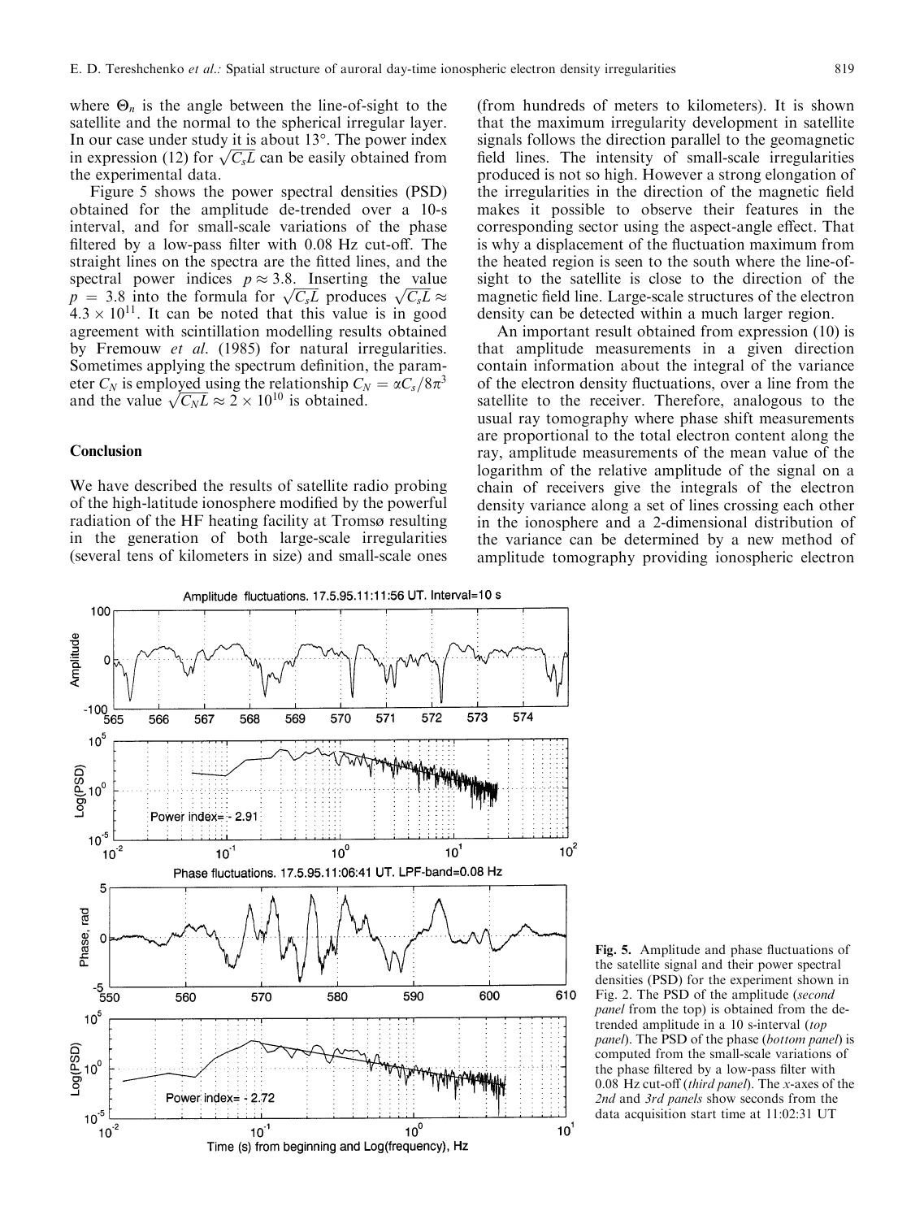where $\Theta_n$ is the angle between the line-of-sight to the satellite and the normal to the spherical irregular layer. In our case under study it is about 13°. The power index in expression (12) for $\sqrt{C_s L}$ can be easily obtained from the experimental data.

Figure 5 shows the power spectral densities (PSD) obtained for the amplitude de-trended over a 10-s interval, and for small-scale variations of the phase filtered by a low-pass filter with 0.08 Hz cut-off. The straight lines on the spectra are the fitted lines, and the spectral power indices $p \approx 3.8$. Inserting the value $p = 3.8$ into the formula for $\sqrt{C_s L}$ produces $\sqrt{C_s L} \approx 4.3 \times 10^{11}$. It can be noted that this value is in good agreement with scintillation modelling results obtained by Fremouw *et al.* (1985) for natural irregularities. Sometimes applying the spectrum definition, the parameter $C_N$ is employed using the relationship $C_N = \alpha C_s / 8\pi^3$ and the value $\sqrt{C_N L} \approx 2 \times 10^{10}$ is obtained.

## Conclusion

We have described the results of satellite radio probing of the high-latitude ionosphere modified by the powerful radiation of the HF heating facility at Tromsø resulting in the generation of both large-scale irregularities (several tens of kilometers in size) and small-scale ones (from hundreds of meters to kilometers). It is shown that the maximum irregularity development in satellite signals follows the direction parallel to the geomagnetic field lines. The intensity of small-scale irregularities produced is not so high. However a strong elongation of the irregularities in the direction of the magnetic field makes it possible to observe their features in the corresponding sector using the aspect-angle effect. That is why a displacement of the fluctuation maximum from the heated region is seen to the south where the line-of-sight to the satellite is close to the direction of the magnetic field line. Large-scale structures of the electron density can be detected within a much larger region.

An important result obtained from expression (10) is that amplitude measurements in a given direction contain information about the integral of the variance of the electron density fluctuations, over a line from the satellite to the receiver. Therefore, analogous to the usual ray tomography where phase shift measurements are proportional to the total electron content along the ray, amplitude measurements of the mean value of the logarithm of the relative amplitude of the signal on a chain of receivers give the integrals of the electron density variance along a set of lines crossing each other in the ionosphere and a 2-dimensional distribution of the variance can be determined by a new method of amplitude tomography providing ionospheric electron

Amplitude fluctuations. 17.5.95.11:11:56 UT. Interval=10 s

Amplitude

Log(PSD)

Power index= - 2.91

Phase fluctuations. 17.5.95.11:06:41 UT. LPF-band=0.08 Hz

Phase, rad

Log(PSD)

Power index= - 2.72

Time (s) from beginning and Log(frequency), Hz

**Fig. 5.** Amplitude and phase fluctuations of the satellite signal and their power spectral densities (PSD) for the experiment shown in Fig. 2. The PSD of the amplitude (*second panel* from the top) is obtained from the de-trended amplitude in a 10 s-interval (*top panel*). The PSD of the phase (*bottom panel*) is computed from the small-scale variations of the phase filtered by a low-pass filter with 0.08 Hz cut-off (*third panel*). The *x*-axes of the *2nd* and *3rd panels* show seconds from the data acquisition start time at 11:02:31 UT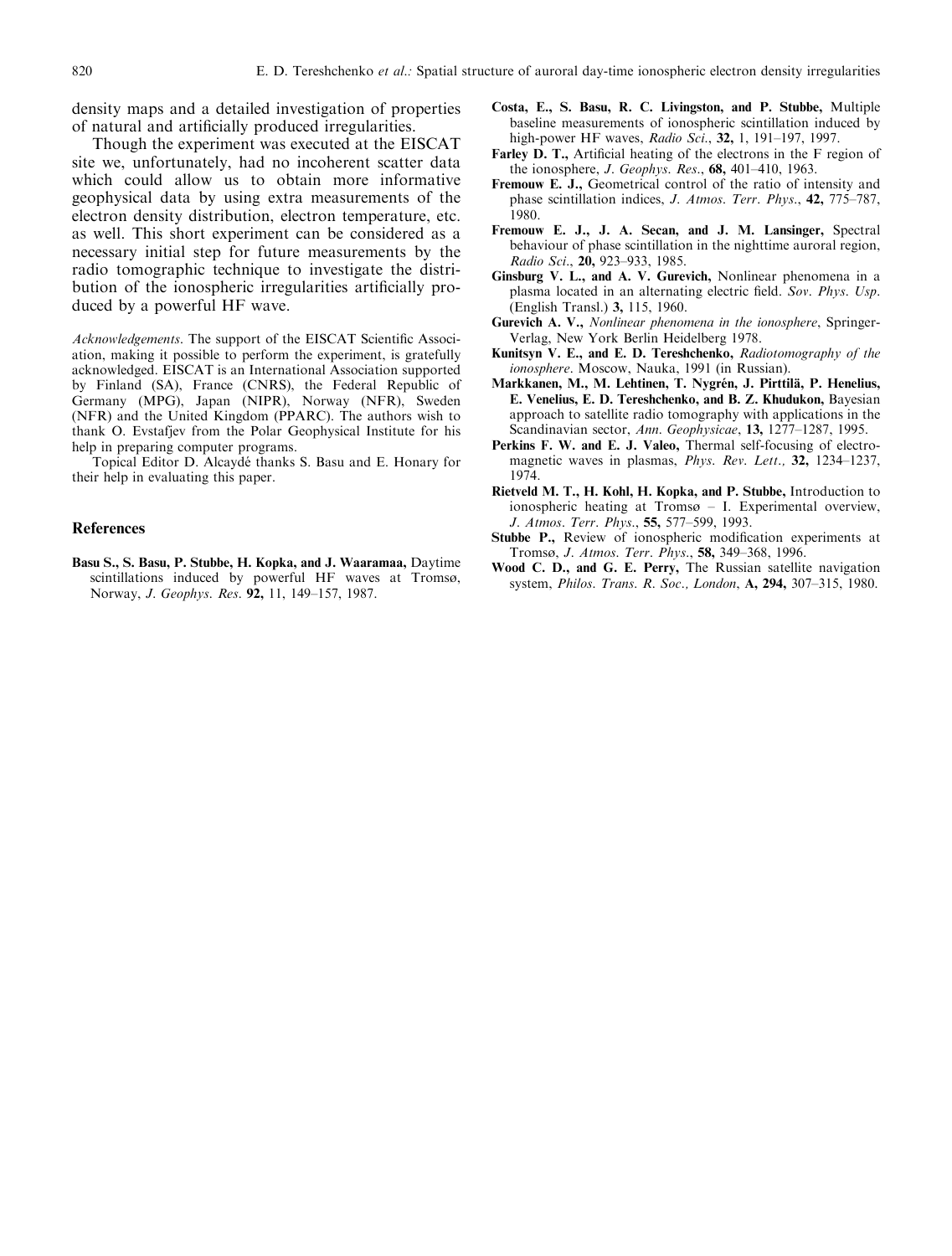density maps and a detailed investigation of properties of natural and artificially produced irregularities.

Though the experiment was executed at the EISCAT site we, unfortunately, had no incoherent scatter data which could allow us to obtain more informative geophysical data by using extra measurements of the electron density distribution, electron temperature, etc. as well. This short experiment can be considered as a necessary initial step for future measurements by the radio tomographic technique to investigate the distribution of the ionospheric irregularities artificially produced by a powerful HF wave.

*Acknowledgements*. The support of the EISCAT Scientific Association, making it possible to perform the experiment, is gratefully acknowledged. EISCAT is an International Association supported by Finland (SA), France (CNRS), the Federal Republic of Germany (MPG), Japan (NIPR), Norway (NFR), Sweden (NFR) and the United Kingdom (PPARC). The authors wish to thank O. Evstafjev from the Polar Geophysical Institute for his help in preparing computer programs.

Topical Editor D. Alcaydé thanks S. Basu and E. Honary for their help in evaluating this paper.

## References

**Basu S., S. Basu, P. Stubbe, H. Kopka, and J. Waaramaa,** Daytime scintillations induced by powerful HF waves at Tromsø, Norway, *J. Geophys. Res.* **92,** 11, 149–157, 1987.

**Costa, E., S. Basu, R. C. Livingston, and P. Stubbe,** Multiple baseline measurements of ionospheric scintillation induced by high-power HF waves, *Radio Sci.*, **32,** 1, 191–197, 1997.

**Farley D. T.,** Artificial heating of the electrons in the F region of the ionosphere, *J. Geophys. Res.*, **68,** 401–410, 1963.

**Fremouw E. J.,** Geometrical control of the ratio of intensity and phase scintillation indices, *J. Atmos. Terr. Phys.*, **42,** 775–787, 1980.

**Fremouw E. J., J. A. Secan, and J. M. Lansinger,** Spectral behaviour of phase scintillation in the nighttime auroral region, *Radio Sci.*, **20,** 923–933, 1985.

**Ginsburg V. L., and A. V. Gurevich,** Nonlinear phenomena in a plasma located in an alternating electric field. *Sov. Phys. Usp.* (English Transl.) **3,** 115, 1960.

**Gurevich A. V.,** *Nonlinear phenomena in the ionosphere*, Springer-Verlag, New York Berlin Heidelberg 1978.

**Kunitsyn V. E., and E. D. Tereshchenko,** *Radiotomography of the ionosphere*. Moscow, Nauka, 1991 (in Russian).

**Markkanen, M., M. Lehtinen, T. Nygrén, J. Pirttilä, P. Henelius, E. Venelius, E. D. Tereshchenko, and B. Z. Khudukon,** Bayesian approach to satellite radio tomography with applications in the Scandinavian sector, *Ann. Geophysicae*, **13,** 1277–1287, 1995.

**Perkins F. W. and E. J. Valeo,** Thermal self-focusing of electromagnetic waves in plasmas, *Phys. Rev. Lett.,* **32,** 1234–1237, 1974.

**Rietveld M. T., H. Kohl, H. Kopka, and P. Stubbe,** Introduction to ionospheric heating at Tromsø – I. Experimental overview, *J. Atmos. Terr. Phys.*, **55,** 577–599, 1993.

**Stubbe P.,** Review of ionospheric modification experiments at Tromsø, *J. Atmos. Terr. Phys.*, **58,** 349–368, 1996.

**Wood C. D., and G. E. Perry,** The Russian satellite navigation system, *Philos. Trans. R. Soc., London*, **A, 294,** 307–315, 1980.